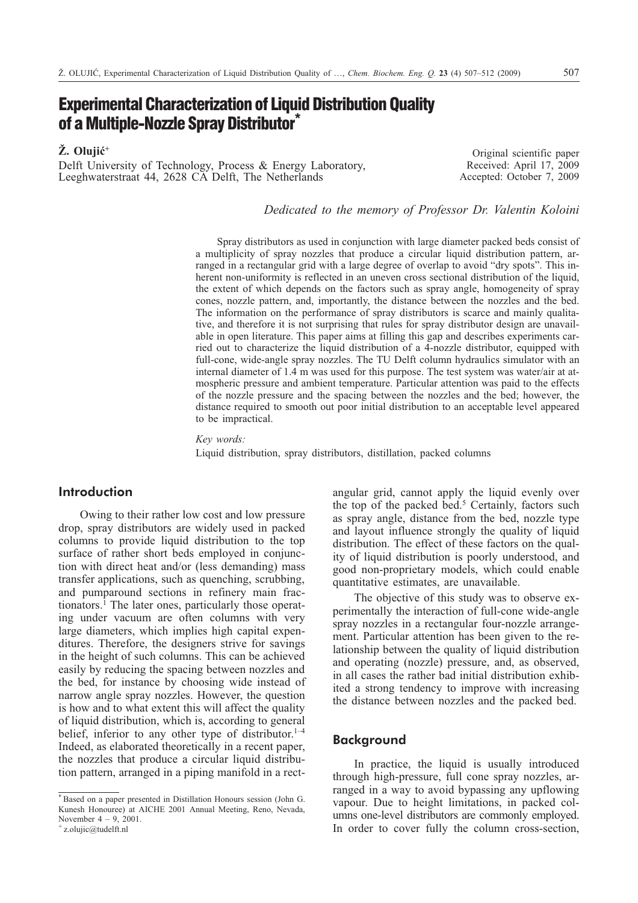# Experimental Characterization of Liquid Distribution Quality of a Multiple-Nozzle Spray Distributor*

**Ž. Olujić**+

Delft University of Technology, Process & Energy Laboratory,
Leeghwaterstraat 44, 2628 CA Delft, The Netherlands

Original scientific paper
Received: April 17, 2009
Accepted: October 7, 2009

*Dedicated to the memory of Professor Dr. Valentin Koloini*

Spray distributors as used in conjunction with large diameter packed beds consist of a multiplicity of spray nozzles that produce a circular liquid distribution pattern, arranged in a rectangular grid with a large degree of overlap to avoid "dry spots". This inherent non-uniformity is reflected in an uneven cross sectional distribution of the liquid, the extent of which depends on the factors such as spray angle, homogeneity of spray cones, nozzle pattern, and, importantly, the distance between the nozzles and the bed. The information on the performance of spray distributors is scarce and mainly qualitative, and therefore it is not surprising that rules for spray distributor design are unavailable in open literature. This paper aims at filling this gap and describes experiments carried out to characterize the liquid distribution of a 4-nozzle distributor, equipped with full-cone, wide-angle spray nozzles. The TU Delft column hydraulics simulator with an internal diameter of 1.4 m was used for this purpose. The test system was water/air at atmospheric pressure and ambient temperature. Particular attention was paid to the effects of the nozzle pressure and the spacing between the nozzles and the bed; however, the distance required to smooth out poor initial distribution to an acceptable level appeared to be impractical.

*Key words:*

Liquid distribution, spray distributors, distillation, packed columns

## Introduction

Owing to their rather low cost and low pressure drop, spray distributors are widely used in packed columns to provide liquid distribution to the top surface of rather short beds employed in conjunction with direct heat and/or (less demanding) mass transfer applications, such as quenching, scrubbing, and pumparound sections in refinery main fractionators.[1] The later ones, particularly those operating under vacuum are often columns with very large diameters, which implies high capital expenditures. Therefore, the designers strive for savings in the height of such columns. This can be achieved easily by reducing the spacing between nozzles and the bed, for instance by choosing wide instead of narrow angle spray nozzles. However, the question is how and to what extent this will affect the quality of liquid distribution, which is, according to general belief, inferior to any other type of distributor.[1–4] Indeed, as elaborated theoretically in a recent paper, the nozzles that produce a circular liquid distribution pattern, arranged in a piping manifold in a rectangular grid, cannot apply the liquid evenly over the top of the packed bed.[5] Certainly, factors such as spray angle, distance from the bed, nozzle type and layout influence strongly the quality of liquid distribution. The effect of these factors on the quality of liquid distribution is poorly understood, and good non-proprietary models, which could enable quantitative estimates, are unavailable.

The objective of this study was to observe experimentally the interaction of full-cone wide-angle spray nozzles in a rectangular four-nozzle arrangement. Particular attention has been given to the relationship between the quality of liquid distribution and operating (nozzle) pressure, and, as observed, in all cases the rather bad initial distribution exhibited a strong tendency to improve with increasing the distance between nozzles and the packed bed.

## Background

In practice, the liquid is usually introduced through high-pressure, full cone spray nozzles, arranged in a way to avoid bypassing any upflowing vapour. Due to height limitations, in packed columns one-level distributors are commonly employed. In order to cover fully the column cross-section,

---

* Based on a paper presented in Distillation Honours session (John G. Kunesh Honouree) at AICHE 2001 Annual Meeting, Reno, Nevada, November 4 – 9, 2001.

+ z.olujic@tudelft.nl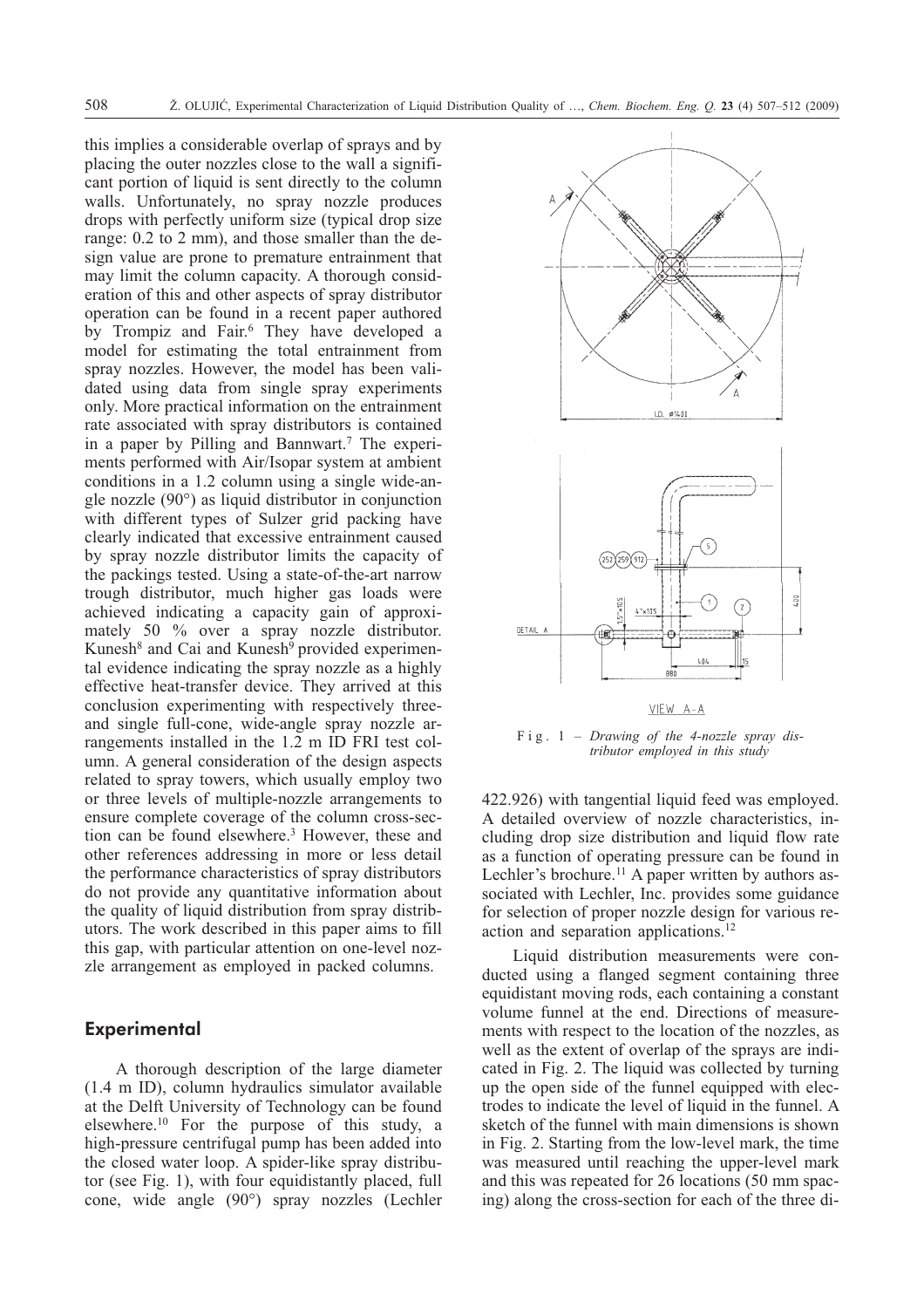this implies a considerable overlap of sprays and by placing the outer nozzles close to the wall a significant portion of liquid is sent directly to the column walls. Unfortunately, no spray nozzle produces drops with perfectly uniform size (typical drop size range: 0.2 to 2 mm), and those smaller than the design value are prone to premature entrainment that may limit the column capacity. A thorough consideration of this and other aspects of spray distributor operation can be found in a recent paper authored by Trompiz and Fair.[6] They have developed a model for estimating the total entrainment from spray nozzles. However, the model has been validated using data from single spray experiments only. More practical information on the entrainment rate associated with spray distributors is contained in a paper by Pilling and Bannwart.[7] The experiments performed with Air/Isopar system at ambient conditions in a 1.2 column using a single wide-angle nozzle (90°) as liquid distributor in conjunction with different types of Sulzer grid packing have clearly indicated that excessive entrainment caused by spray nozzle distributor limits the capacity of the packings tested. Using a state-of-the-art narrow trough distributor, much higher gas loads were achieved indicating a capacity gain of approximately 50 % over a spray nozzle distributor. Kunesh[8] and Cai and Kunesh[9] provided experimental evidence indicating the spray nozzle as a highly effective heat-transfer device. They arrived at this conclusion experimenting with respectively three- and single full-cone, wide-angle spray nozzle arrangements installed in the 1.2 m ID FRI test column. A general consideration of the design aspects related to spray towers, which usually employ two or three levels of multiple-nozzle arrangements to ensure complete coverage of the column cross-section can be found elsewhere.[3] However, these and other references addressing in more or less detail the performance characteristics of spray distributors do not provide any quantitative information about the quality of liquid distribution from spray distributors. The work described in this paper aims to fill this gap, with particular attention on one-level nozzle arrangement as employed in packed columns.

## Experimental

A thorough description of the large diameter (1.4 m ID), column hydraulics simulator available at the Delft University of Technology can be found elsewhere.[10] For the purpose of this study, a high-pressure centrifugal pump has been added into the closed water loop. A spider-like spray distributor (see Fig. 1), with four equidistantly placed, full cone, wide angle (90°) spray nozzles (Lechler 422.926) with tangential liquid feed was employed. A detailed overview of nozzle characteristics, including drop size distribution and liquid flow rate as a function of operating pressure can be found in Lechler's brochure.[11] A paper written by authors associated with Lechler, Inc. provides some guidance for selection of proper nozzle design for various reaction and separation applications.[12]

Fig. 1 – *Drawing of the 4-nozzle spray distributor employed in this study*

Liquid distribution measurements were conducted using a flanged segment containing three equidistant moving rods, each containing a constant volume funnel at the end. Directions of measurements with respect to the location of the nozzles, as well as the extent of overlap of the sprays are indicated in Fig. 2. The liquid was collected by turning up the open side of the funnel equipped with electrodes to indicate the level of liquid in the funnel. A sketch of the funnel with main dimensions is shown in Fig. 2. Starting from the low-level mark, the time was measured until reaching the upper-level mark and this was repeated for 26 locations (50 mm spacing) along the cross-section for each of the three di-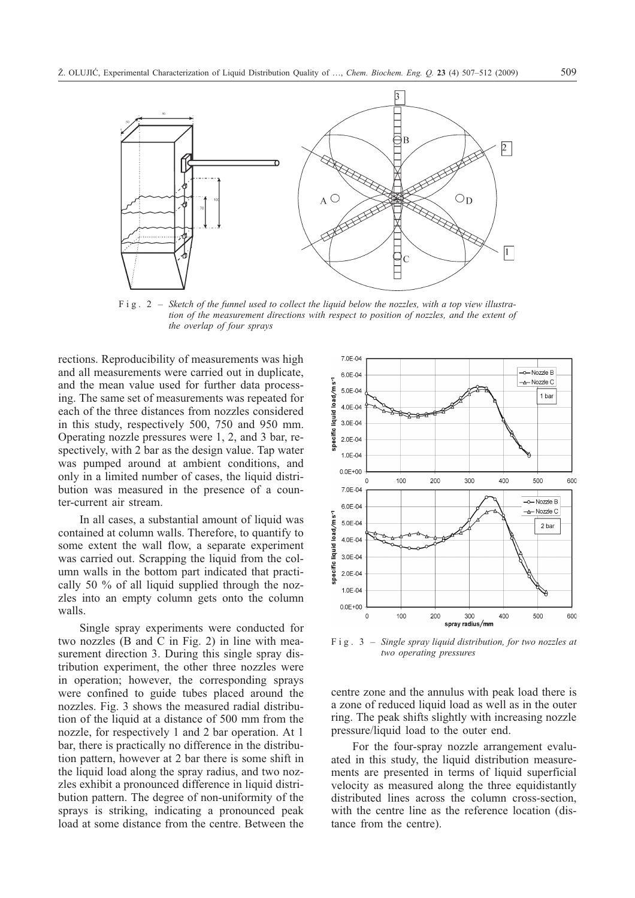Fig. 2 – *Sketch of the funnel used to collect the liquid below the nozzles, with a top view illustration of the measurement directions with respect to position of nozzles, and the extent of the overlap of four sprays*

rections. Reproducibility of measurements was high and all measurements were carried out in duplicate, and the mean value used for further data processing. The same set of measurements was repeated for each of the three distances from nozzles considered in this study, respectively 500, 750 and 950 mm. Operating nozzle pressures were 1, 2, and 3 bar, respectively, with 2 bar as the design value. Tap water was pumped around at ambient conditions, and only in a limited number of cases, the liquid distribution was measured in the presence of a counter-current air stream.

In all cases, a substantial amount of liquid was contained at column walls. Therefore, to quantify to some extent the wall flow, a separate experiment was carried out. Scrapping the liquid from the column walls in the bottom part indicated that practically 50 % of all liquid supplied through the nozzles into an empty column gets onto the column walls.

Single spray experiments were conducted for two nozzles (B and C in Fig. 2) in line with measurement direction 3. During this single spray distribution experiment, the other three nozzles were in operation; however, the corresponding sprays were confined to guide tubes placed around the nozzles. Fig. 3 shows the measured radial distribution of the liquid at a distance of 500 mm from the nozzle, for respectively 1 and 2 bar operation. At 1 bar, there is practically no difference in the distribution pattern, however at 2 bar there is some shift in the liquid load along the spray radius, and two nozzles exhibit a pronounced difference in liquid distribution pattern. The degree of non-uniformity of the sprays is striking, indicating a pronounced peak load at some distance from the centre. Between the centre zone and the annulus with peak load there is a zone of reduced liquid load as well as in the outer ring. The peak shifts slightly with increasing nozzle pressure/liquid load to the outer end.

Fig. 3 – *Single spray liquid distribution, for two nozzles at two operating pressures*

For the four-spray nozzle arrangement evaluated in this study, the liquid distribution measurements are presented in terms of liquid superficial velocity as measured along the three equidistantly distributed lines across the column cross-section, with the centre line as the reference location (distance from the centre).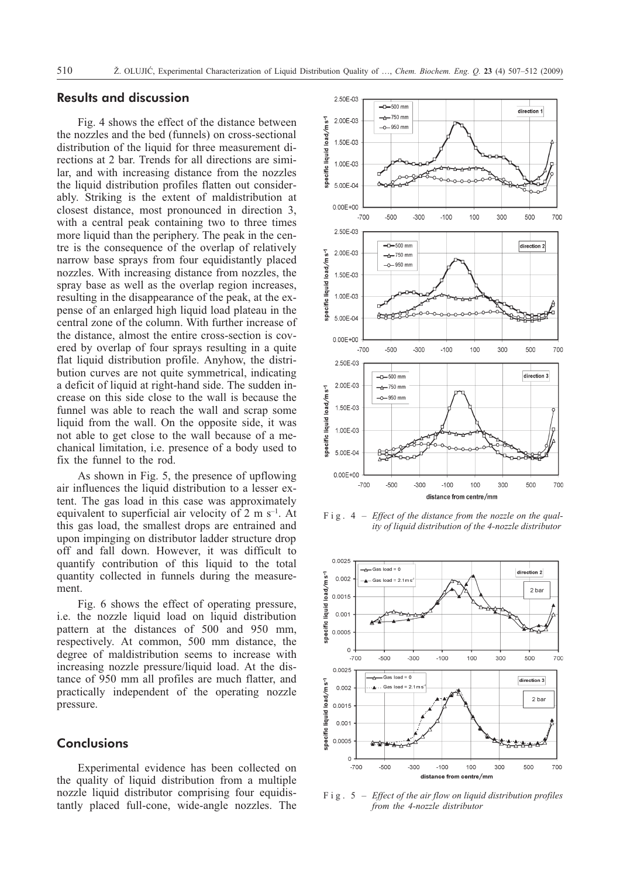## Results and discussion

Fig. 4 shows the effect of the distance between the nozzles and the bed (funnels) on cross-sectional distribution of the liquid for three measurement directions at 2 bar. Trends for all directions are similar, and with increasing distance from the nozzles the liquid distribution profiles flatten out considerably. Striking is the extent of maldistribution at closest distance, most pronounced in direction 3, with a central peak containing two to three times more liquid than the periphery. The peak in the centre is the consequence of the overlap of relatively narrow base sprays from four equidistantly placed nozzles. With increasing distance from nozzles, the spray base as well as the overlap region increases, resulting in the disappearance of the peak, at the expense of an enlarged high liquid load plateau in the central zone of the column. With further increase of the distance, almost the entire cross-section is covered by overlap of four sprays resulting in a quite flat liquid distribution profile. Anyhow, the distribution curves are not quite symmetrical, indicating a deficit of liquid at right-hand side. The sudden increase on this side close to the wall is because the funnel was able to reach the wall and scrap some liquid from the wall. On the opposite side, it was not able to get close to the wall because of a mechanical limitation, i.e. presence of a body used to fix the funnel to the rod.

As shown in Fig. 5, the presence of upflowing air influences the liquid distribution to a lesser extent. The gas load in this case was approximately equivalent to superficial air velocity of 2 m s$^{-1}$. At this gas load, the smallest drops are entrained and upon impinging on distributor ladder structure drop off and fall down. However, it was difficult to quantify contribution of this liquid to the total quantity collected in funnels during the measurement.

Fig. 6 shows the effect of operating pressure, i.e. the nozzle liquid load on liquid distribution pattern at the distances of 500 and 950 mm, respectively. At common, 500 mm distance, the degree of maldistribution seems to increase with increasing nozzle pressure/liquid load. At the distance of 950 mm all profiles are much flatter, and practically independent of the operating nozzle pressure.

## Conclusions

Experimental evidence has been collected on the quality of liquid distribution from a multiple nozzle liquid distributor comprising four equidistantly placed full-cone, wide-angle nozzles. The

Fig. 4 – *Effect of the distance from the nozzle on the quality of liquid distribution of the 4-nozzle distributor*

Fig. 5 – *Effect of the air flow on liquid distribution profiles from the 4-nozzle distributor*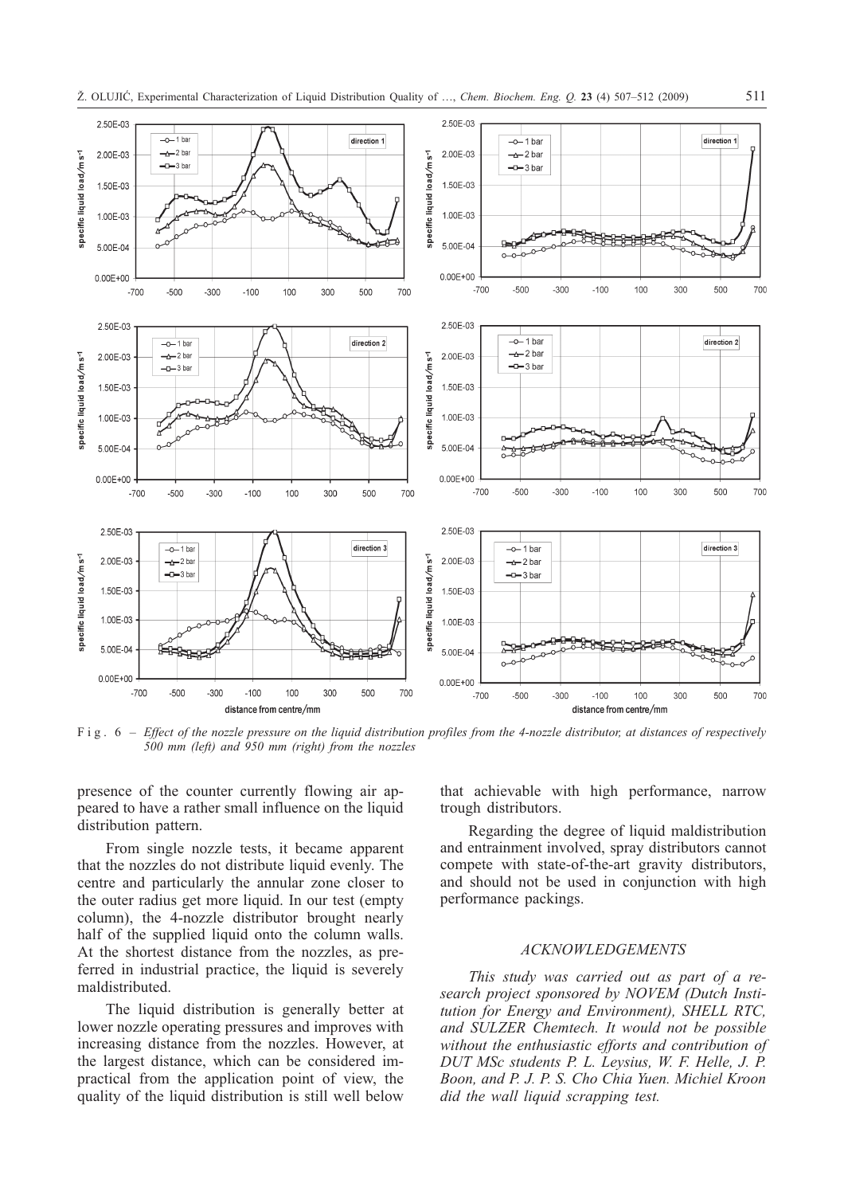F i g . 6 – *Effect of the nozzle pressure on the liquid distribution profiles from the 4-nozzle distributor, at distances of respectively 500 mm (left) and 950 mm (right) from the nozzles*

presence of the counter currently flowing air appeared to have a rather small influence on the liquid distribution pattern.

From single nozzle tests, it became apparent that the nozzles do not distribute liquid evenly. The centre and particularly the annular zone closer to the outer radius get more liquid. In our test (empty column), the 4-nozzle distributor brought nearly half of the supplied liquid onto the column walls. At the shortest distance from the nozzles, as preferred in industrial practice, the liquid is severely maldistributed.

The liquid distribution is generally better at lower nozzle operating pressures and improves with increasing distance from the nozzles. However, at the largest distance, which can be considered impractical from the application point of view, the quality of the liquid distribution is still well below that achievable with high performance, narrow trough distributors.

Regarding the degree of liquid maldistribution and entrainment involved, spray distributors cannot compete with state-of-the-art gravity distributors, and should not be used in conjunction with high performance packings.

## *ACKNOWLEDGEMENTS*

*This study was carried out as part of a research project sponsored by NOVEM (Dutch Institution for Energy and Environment), SHELL RTC, and SULZER Chemtech. It would not be possible without the enthusiastic efforts and contribution of DUT MSc students P. L. Leysius, W. F. Helle, J. P. Boon, and P. J. P. S. Cho Chia Yuen. Michiel Kroon did the wall liquid scrapping test.*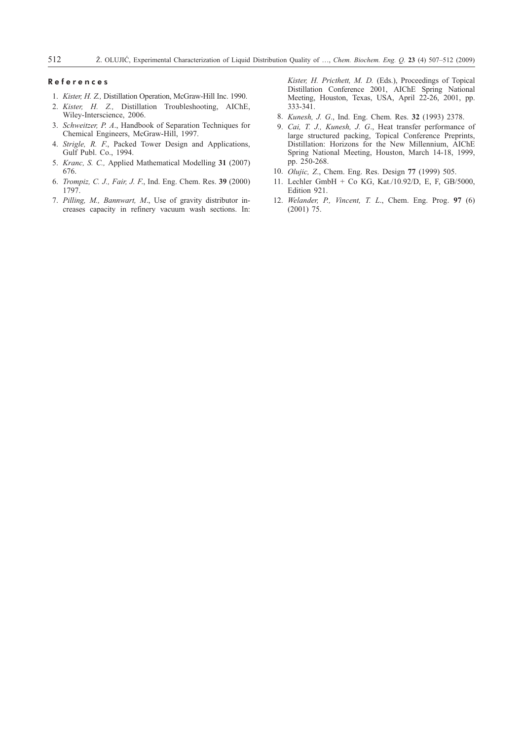## References

1. *Kister, H. Z.,* Distillation Operation, McGraw-Hill Inc. 1990.
2. *Kister, H. Z.,* Distillation Troubleshooting, AIChE, Wiley-Interscience, 2006.
3. *Schweitzer, P. A*., Handbook of Separation Techniques for Chemical Engineers, McGraw-Hill, 1997.
4. *Strigle, R. F*., Packed Tower Design and Applications, Gulf Publ. Co., 1994.
5. *Kranc, S. C.,* Applied Mathematical Modelling **31** (2007) 676.
6. *Trompiz, C. J., Fair, J. F*., Ind. Eng. Chem. Res. **39** (2000) 1797.
7. *Pilling, M., Bannwart, M*., Use of gravity distributor increases capacity in refinery vacuum wash sections. In: *Kister, H. Pricthett, M. D.* (Eds.), Proceedings of Topical Distillation Conference 2001, AIChE Spring National Meeting, Houston, Texas, USA, April 22-26, 2001, pp. 333-341.
8. *Kunesh, J. G*., Ind. Eng. Chem. Res. **32** (1993) 2378.
9. *Cai, T. J., Kunesh, J. G*., Heat transfer performance of large structured packing, Topical Conference Preprints, Distillation: Horizons for the New Millennium, AIChE Spring National Meeting, Houston, March 14-18, 1999, pp. 250-268.
10. *Olujic, Z*., Chem. Eng. Res. Design **77** (1999) 505.
11. Lechler GmbH + Co KG, Kat./10.92/D, E, F, GB/5000, Edition 921.
12. *Welander, P., Vincent, T. L*., Chem. Eng. Prog. **97** (6) (2001) 75.